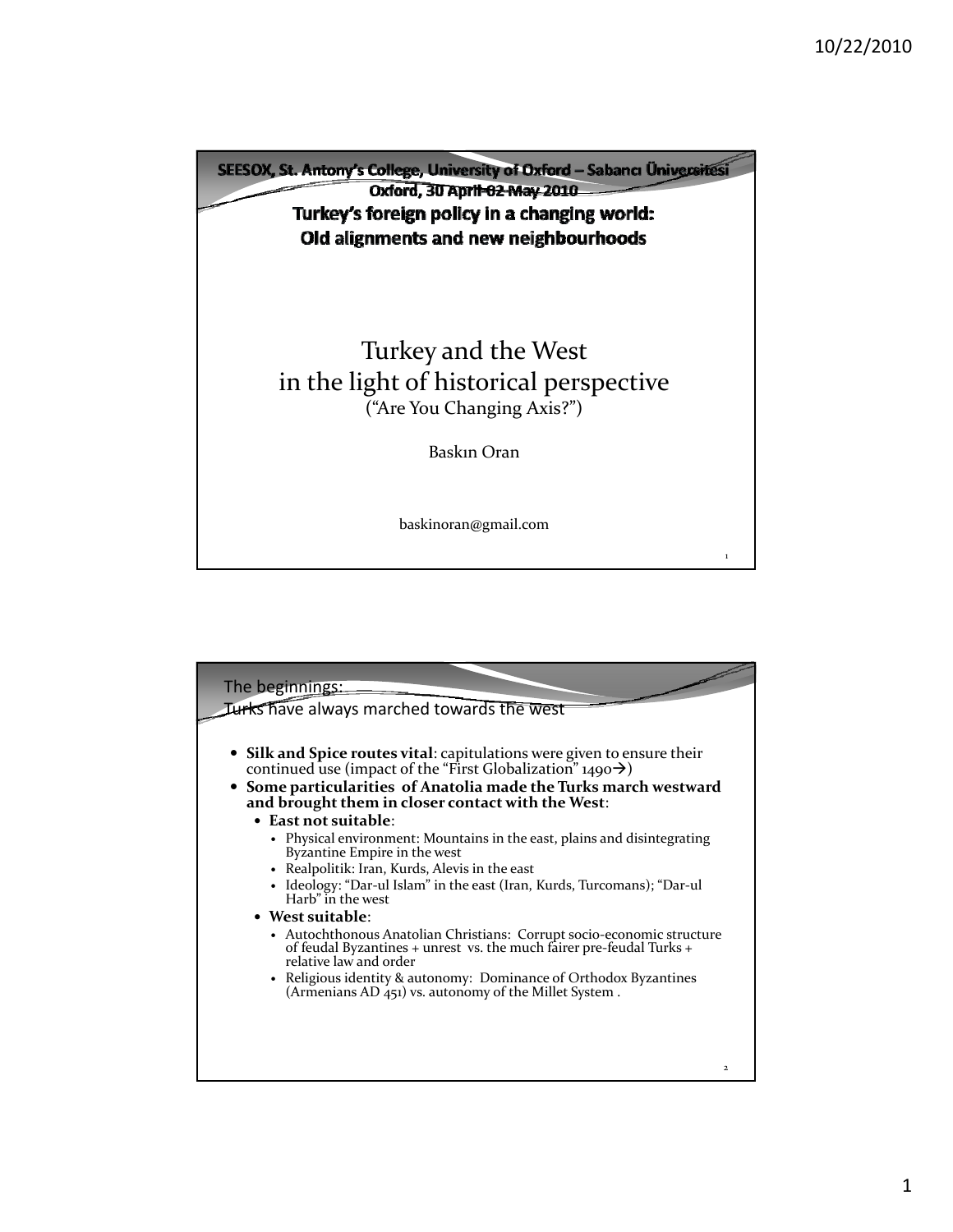SEESOX, St. Antony's College, University of Oxford – Sabancı Üniversitesi
Oxford, 30 April-02 May 2010

**Turkey's foreign policy in a changing world: Old alignments and new neighbourhoods**

# Turkey and the West in the light of historical perspective

("Are You Changing Axis?")

Baskın Oran

baskinoran@gmail.com

## The beginnings: Turks have always marched towards the west

- **Silk and Spice routes vital**: capitulations were given to ensure their continued use (impact of the "First Globalization" 1490→)
- **Some particularities of Anatolia made the Turks march westward and brought them in closer contact with the West**:
  - **East not suitable**:
    - Physical environment: Mountains in the east, plains and disintegrating Byzantine Empire in the west
    - Realpolitik: Iran, Kurds, Alevis in the east
    - Ideology: "Dar-ul Islam" in the east (Iran, Kurds, Turcomans); "Dar-ul Harb" in the west
  - **West suitable**:
    - Autochthonous Anatolian Christians: Corrupt socio-economic structure of feudal Byzantines + unrest vs. the much fairer pre-feudal Turks + relative law and order
    - Religious identity & autonomy: Dominance of Orthodox Byzantines (Armenians AD 451) vs. autonomy of the Millet System .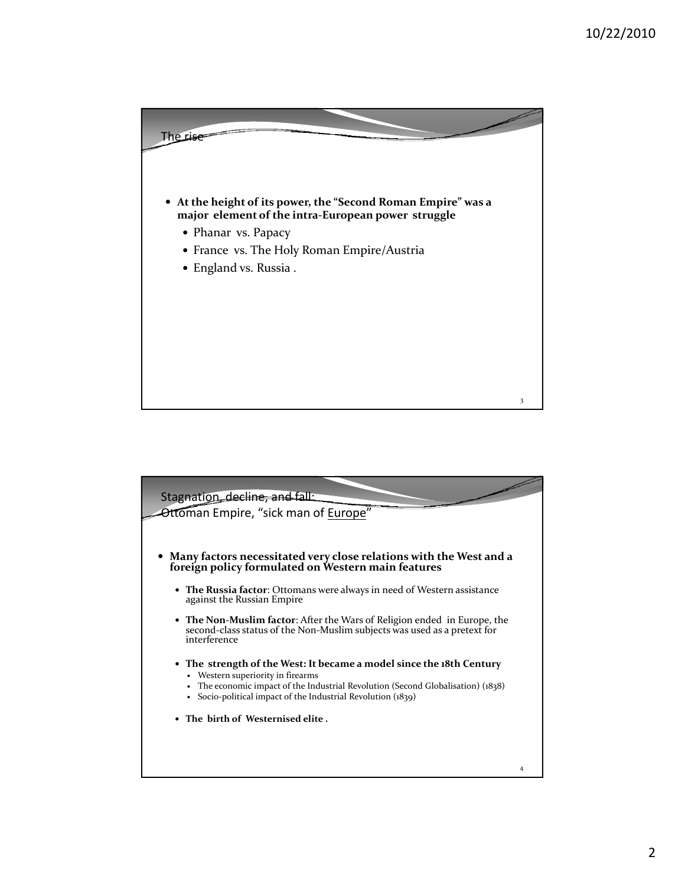## The rise

- **At the height of its power, the "Second Roman Empire" was a major element of the intra-European power struggle**
  - Phanar vs. Papacy
  - France vs. The Holy Roman Empire/Austria
  - England vs. Russia .

## Stagnation, decline, and fall: Ottoman Empire, "sick man of Europe"

- **Many factors necessitated very close relations with the West and a foreign policy formulated on Western main features**
  - **The Russia factor**: Ottomans were always in need of Western assistance against the Russian Empire
  - **The Non-Muslim factor**: After the Wars of Religion ended in Europe, the second-class status of the Non-Muslim subjects was used as a pretext for interference
  - **The strength of the West: It became a model since the 18th Century**
    - Western superiority in firearms
    - The economic impact of the Industrial Revolution (Second Globalisation) (1838)
    - Socio-political impact of the Industrial Revolution (1839)
  - **The birth of Westernised elite .**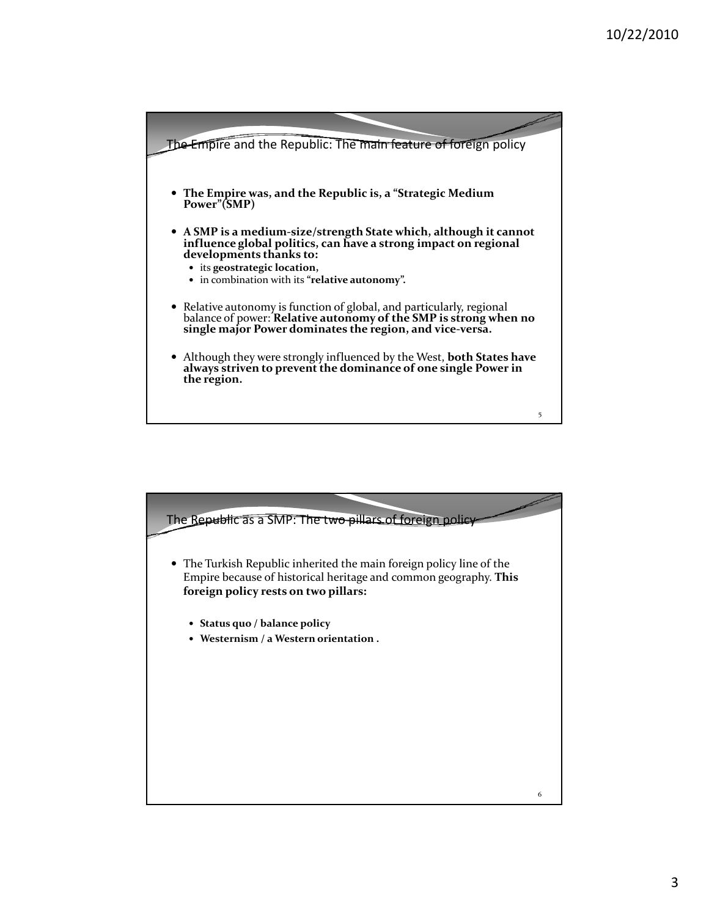## The Empire and the Republic: The main feature of foreign policy

- **The Empire was, and the Republic is, a "Strategic Medium Power"(SMP)**
- **A SMP is a medium-size/strength State which, although it cannot influence global politics, can have a strong impact on regional developments thanks to:**
  - its **geostrategic location,**
  - in combination with its "**relative autonomy".**
- Relative autonomy is function of global, and particularly, regional balance of power: **Relative autonomy of the SMP is strong when no single major Power dominates the region, and vice-versa.**
- Although they were strongly influenced by the West, **both States have always striven to prevent the dominance of one single Power in the region.**

## The Republic as a SMP: The two pillars of foreign policy

- The Turkish Republic inherited the main foreign policy line of the Empire because of historical heritage and common geography. **This foreign policy rests on two pillars:**
  - **Status quo / balance policy**
  - **Westernism / a Western orientation .**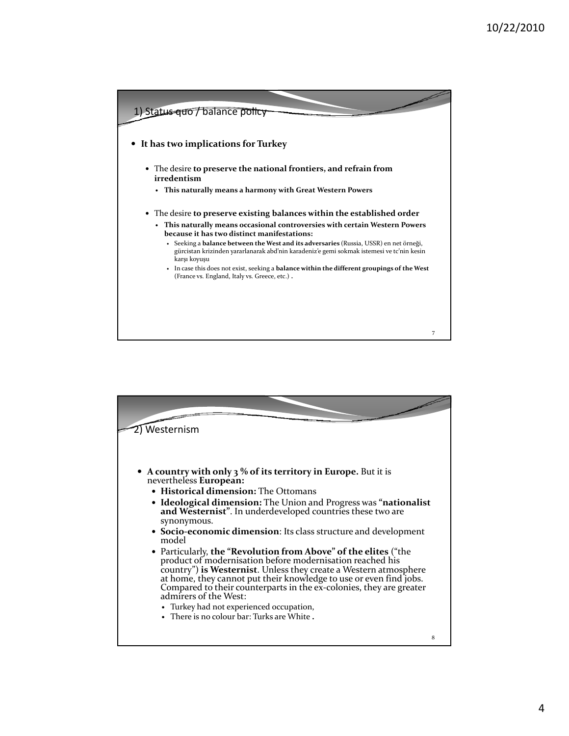## 1) Status quo / balance policy

- **It has two implications for Turkey**
  - The desire **to preserve the national frontiers, and refrain from irredentism**
    - **This naturally means a harmony with Great Western Powers**
  - The desire **to preserve existing balances within the established order**
    - **This naturally means occasional controversies with certain Western Powers because it has two distinct manifestations:**
      - Seeking a **balance between the West and its adversaries** (Russia, USSR) en net örneği, gürcistan krizinden yararlanarak abd'nin karadeniz'e gemi sokmak istemesi ve tc'nin kesin karşı koyuşu
      - In case this does not exist, seeking a **balance within the different groupings of the West** (France vs. England, Italy vs. Greece, etc.) **.**

## 2) Westernism

- **A country with only 3 % of its territory in Europe.** But it is nevertheless **European:**
  - **Historical dimension:** The Ottomans
  - **Ideological dimension:** The Union and Progress was "**nationalist and Westernist**". In underdeveloped countries these two are synonymous.
  - **Socio-economic dimension**: Its class structure and development model
  - Particularly, **the "Revolution from Above" of the elites** ("the product of modernisation before modernisation reached his country") **is Westernist**. Unless they create a Western atmosphere at home, they cannot put their knowledge to use or even find jobs. Compared to their counterparts in the ex-colonies, they are greater admirers of the West:
    - Turkey had not experienced occupation,
    - There is no colour bar: Turks are White **.**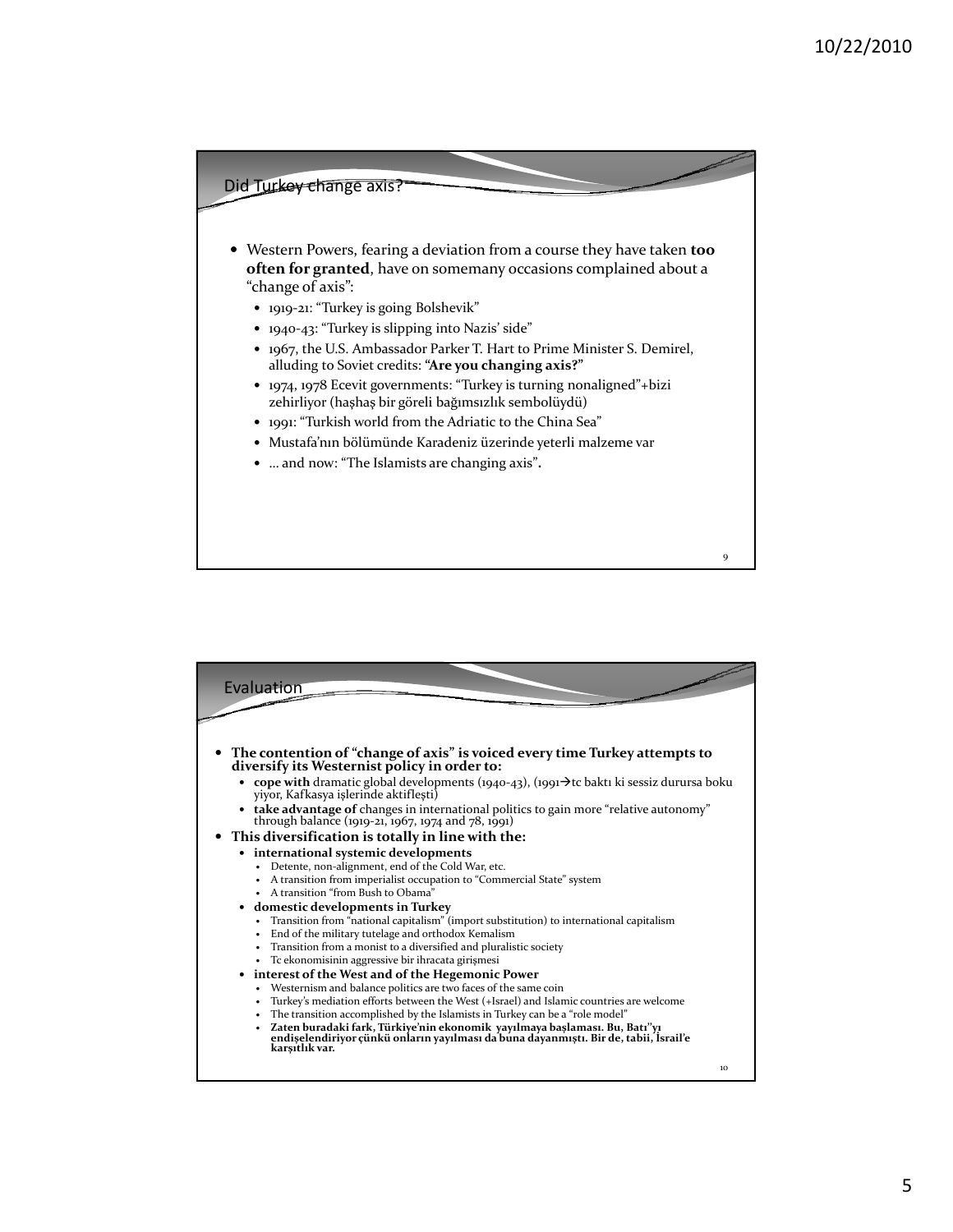## Did Turkey change axis?

- Western Powers, fearing a deviation from a course they have taken **too often for granted**, have on somemany occasions complained about a "change of axis":
  - 1919-21: "Turkey is going Bolshevik"
  - 1940-43: "Turkey is slipping into Nazis' side"
  - 1967, the U.S. Ambassador Parker T. Hart to Prime Minister S. Demirel, alluding to Soviet credits: **"Are you changing axis?"**
  - 1974, 1978 Ecevit governments: "Turkey is turning nonaligned"+bizi zehirliyor (haşhaş bir göreli bağımsızlık sembolüydü)
  - 1991: "Turkish world from the Adriatic to the China Sea"
  - Mustafa'nın bölümünde Karadeniz üzerinde yeterli malzeme var
  - … and now: "The Islamists are changing axis"**.**

## Evaluation

- **The contention of "change of axis" is voiced every time Turkey attempts to diversify its Westernist policy in order to:**
  - **cope with** dramatic global developments (1940-43), (1991→tc baktı ki sessiz durursa boku yiyor, Kafkasya işlerinde aktifleşti)
  - **take advantage of** changes in international politics to gain more "relative autonomy" through balance (1919-21, 1967, 1974 and 78, 1991)
- **This diversification is totally in line with the:**
  - **international systemic developments**
    - Detente, non-alignment, end of the Cold War, etc.
    - A transition from imperialist occupation to "Commercial State" system
    - A transition "from Bush to Obama"
  - **domestic developments in Turkey**
    - Transition from "national capitalism" (import substitution) to international capitalism
    - End of the military tutelage and orthodox Kemalism
    - Transition from a monist to a diversified and pluralistic society
    - Tc ekonomisinin aggressive bir ihracata girişmesi
  - **interest of the West and of the Hegemonic Power**
    - Westernism and balance politics are two faces of the same coin
    - Turkey's mediation efforts between the West (+Israel) and Islamic countries are welcome
    - The transition accomplished by the Islamists in Turkey can be a "role model"
    - **Zaten buradaki fark, Türkiye'nin ekonomik yayılmaya başlaması. Bu, Batı''yı endişelendiriyor çünkü onların yayılması da buna dayanmıştı. Bir de, tabii, İsrail'e karşıtlık var.**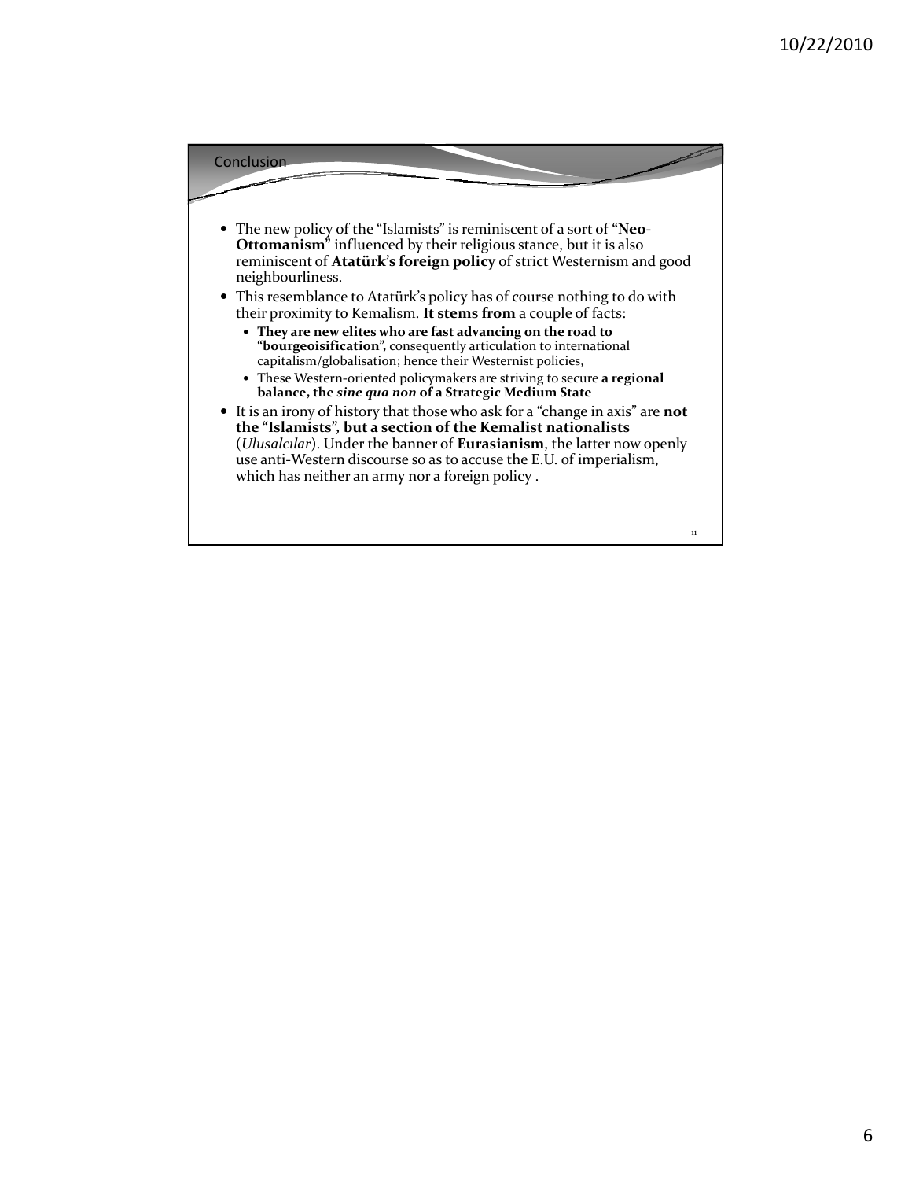## Conclusion

- The new policy of the "Islamists" is reminiscent of a sort of **"Neo-Ottomanism"** influenced by their religious stance, but it is also reminiscent of **Atatürk's foreign policy** of strict Westernism and good neighbourliness.
- This resemblance to Atatürk's policy has of course nothing to do with their proximity to Kemalism. **It stems from** a couple of facts:
  - **They are new elites who are fast advancing on the road to "bourgeoisification",** consequently articulation to international capitalism/globalisation; hence their Westernist policies,
  - These Western-oriented policymakers are striving to secure **a regional balance, the *sine qua non* of a Strategic Medium State**
- It is an irony of history that those who ask for a "change in axis" are **not the "Islamists", but a section of the Kemalist nationalists** (*Ulusalcılar*). Under the banner of **Eurasianism**, the latter now openly use anti-Western discourse so as to accuse the E.U. of imperialism, which has neither an army nor a foreign policy .